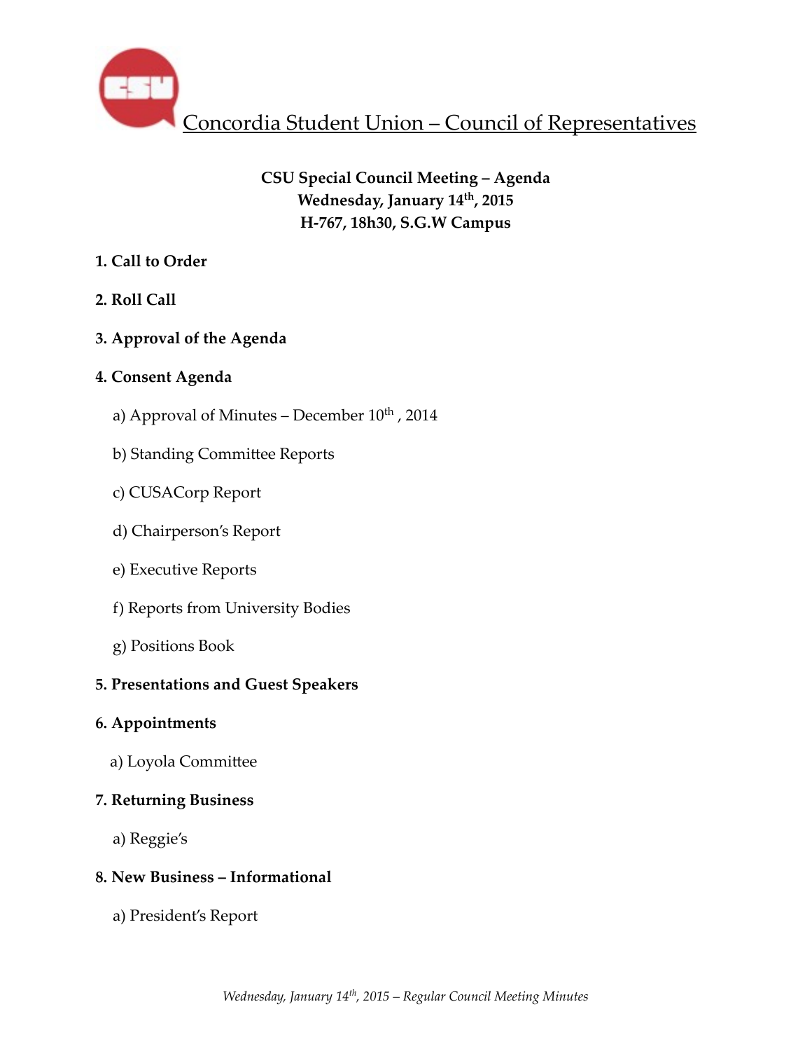# Concordia Student Union – Council of Representatives

**CSU Special Council Meeting – Agenda**
**Wednesday, January 14th, 2015**
**H-767, 18h30, S.G.W Campus**

**1. Call to Order**

**2. Roll Call**

**3. Approval of the Agenda**

**4. Consent Agenda**

a) Approval of Minutes – December 10th , 2014

b) Standing Committee Reports

c) CUSACorp Report

d) Chairperson's Report

e) Executive Reports

f) Reports from University Bodies

g) Positions Book

**5. Presentations and Guest Speakers**

**6. Appointments**

a) Loyola Committee

**7. Returning Business**

a) Reggie's

**8. New Business – Informational**

a) President's Report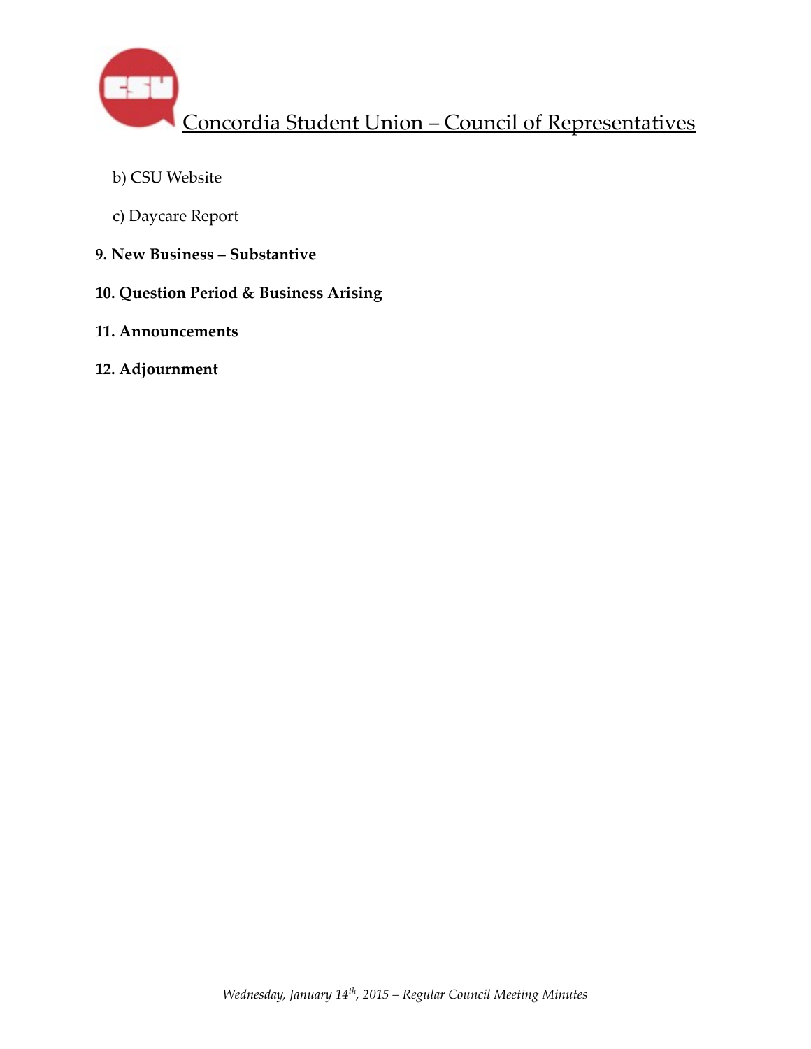b) CSU Website

c) Daycare Report

**9. New Business – Substantive**

**10. Question Period & Business Arising**

**11. Announcements**

**12. Adjournment**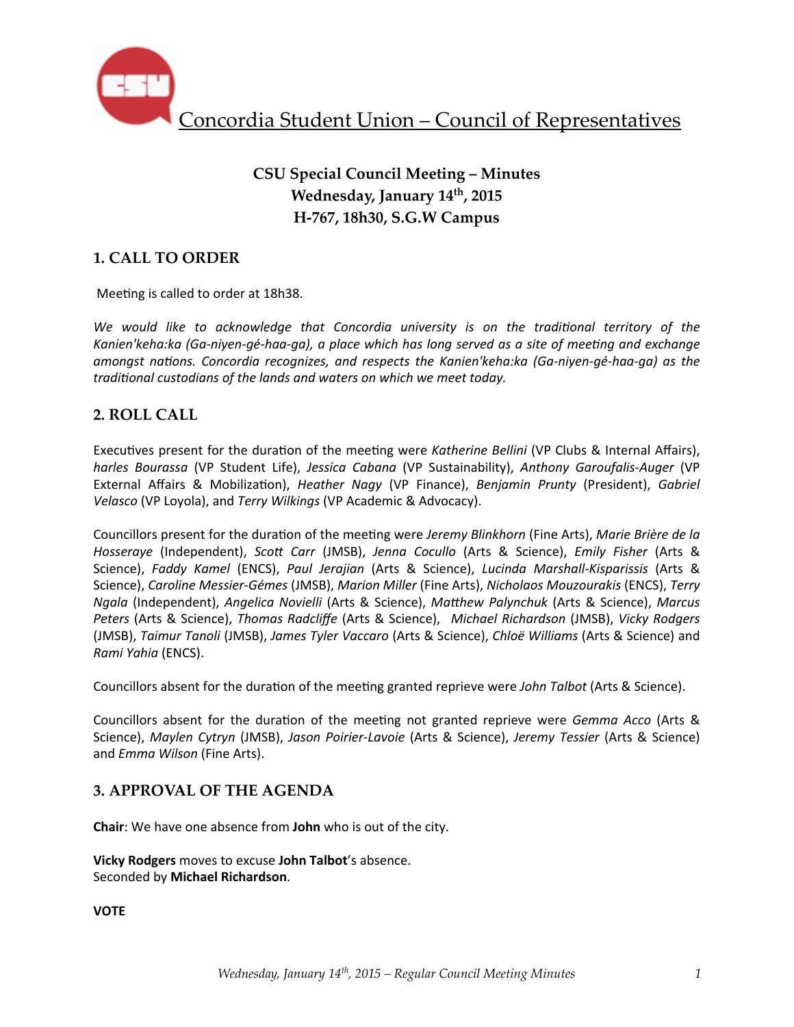Concordia Student Union – Council of Representatives

**CSU Special Council Meeting – Minutes**
**Wednesday, January 14th, 2015**
**H-767, 18h30, S.G.W Campus**

## 1. CALL TO ORDER

Meeting is called to order at 18h38.

*We would like to acknowledge that Concordia university is on the traditional territory of the Kanien'keha:ka (Ga-niyen-gé-haa-ga), a place which has long served as a site of meeting and exchange amongst nations. Concordia recognizes, and respects the Kanien'keha:ka (Ga-niyen-gé-haa-ga) as the traditional custodians of the lands and waters on which we meet today.*

## 2. ROLL CALL

Executives present for the duration of the meeting were *Katherine Bellini* (VP Clubs & Internal Affairs), *harles Bourassa* (VP Student Life), *Jessica Cabana* (VP Sustainability), *Anthony Garoufalis-Auger* (VP External Affairs & Mobilization), *Heather Nagy* (VP Finance), *Benjamin Prunty* (President), *Gabriel Velasco* (VP Loyola), and *Terry Wilkings* (VP Academic & Advocacy).

Councillors present for the duration of the meeting were *Jeremy Blinkhorn* (Fine Arts), *Marie Brière de la Hosseraye* (Independent), *Scott Carr* (JMSB), *Jenna Cocullo* (Arts & Science), *Emily Fisher* (Arts & Science), *Faddy Kamel* (ENCS), *Paul Jerajian* (Arts & Science), *Lucinda Marshall-Kisparissis* (Arts & Science), *Caroline Messier-Gémes* (JMSB), *Marion Miller* (Fine Arts), *Nicholaos Mouzourakis* (ENCS), *Terry Ngala* (Independent), *Angelica Novielli* (Arts & Science), *Matthew Palynchuk* (Arts & Science), *Marcus Peters* (Arts & Science), *Thomas Radcliffe* (Arts & Science), *Michael Richardson* (JMSB), *Vicky Rodgers* (JMSB), *Taimur Tanoli* (JMSB), *James Tyler Vaccaro* (Arts & Science), *Chloë Williams* (Arts & Science) and *Rami Yahia* (ENCS).

Councillors absent for the duration of the meeting granted reprieve were *John Talbot* (Arts & Science).

Councillors absent for the duration of the meeting not granted reprieve were *Gemma Acco* (Arts & Science), *Maylen Cytryn* (JMSB), *Jason Poirier-Lavoie* (Arts & Science), *Jeremy Tessier* (Arts & Science) and *Emma Wilson* (Fine Arts).

## 3. APPROVAL OF THE AGENDA

**Chair**: We have one absence from **John** who is out of the city.

**Vicky Rodgers** moves to excuse **John Talbot**'s absence.
Seconded by **Michael Richardson**.

**VOTE**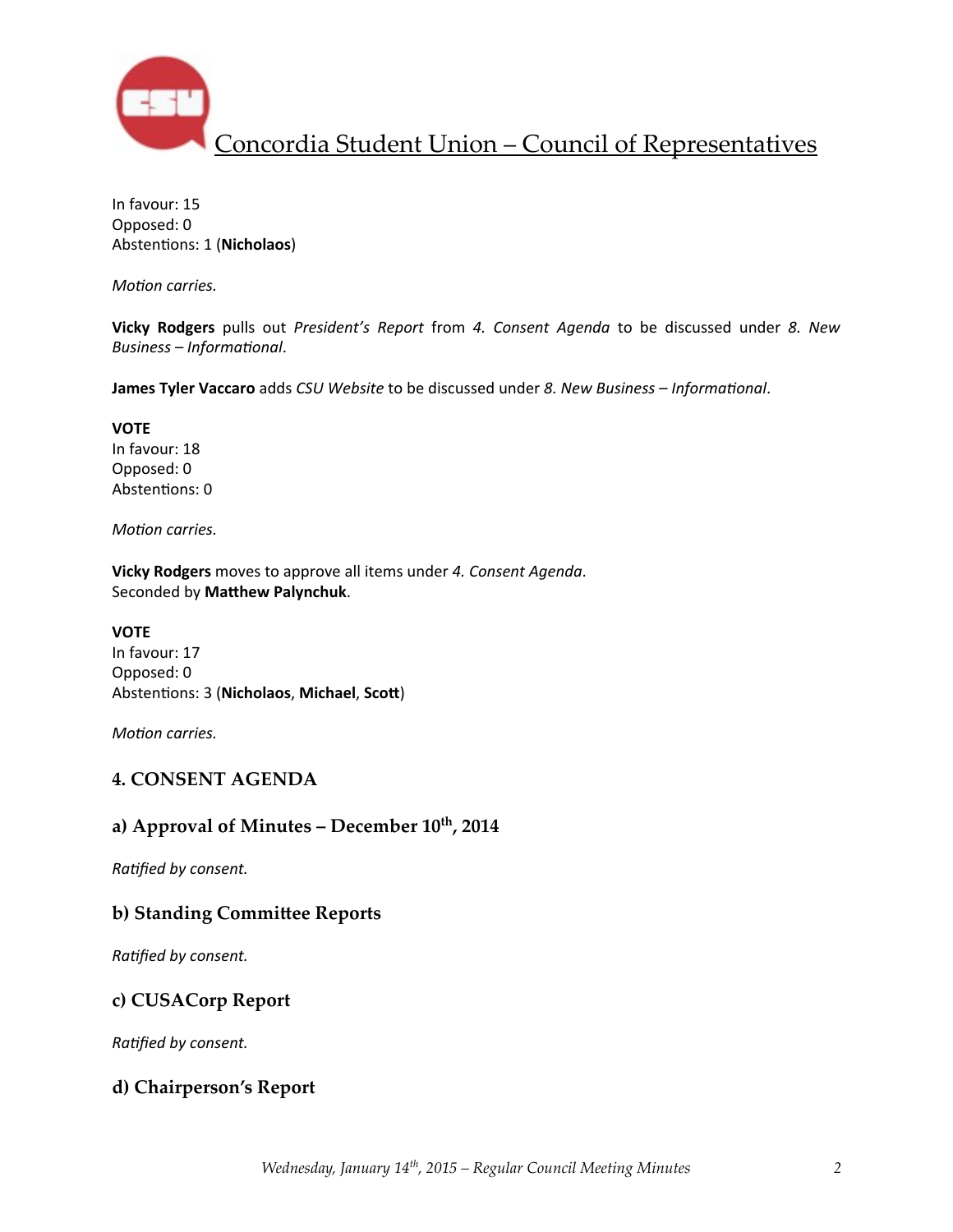In favour: 15
Opposed: 0
Abstentions: 1 (**Nicholaos**)

*Motion carries.*

**Vicky Rodgers** pulls out *President's Report* from *4. Consent Agenda* to be discussed under *8. New Business – Informational*.

**James Tyler Vaccaro** adds *CSU Website* to be discussed under *8. New Business – Informational*.

**VOTE**
In favour: 18
Opposed: 0
Abstentions: 0

*Motion carries.*

**Vicky Rodgers** moves to approve all items under *4. Consent Agenda*.
Seconded by **Matthew Palynchuk**.

**VOTE**
In favour: 17
Opposed: 0
Abstentions: 3 (**Nicholaos**, **Michael**, **Scott**)

*Motion carries.*

## 4. CONSENT AGENDA

### a) Approval of Minutes – December 10th, 2014

*Ratified by consent.*

### b) Standing Committee Reports

*Ratified by consent.*

### c) CUSACorp Report

*Ratified by consent.*

### d) Chairperson's Report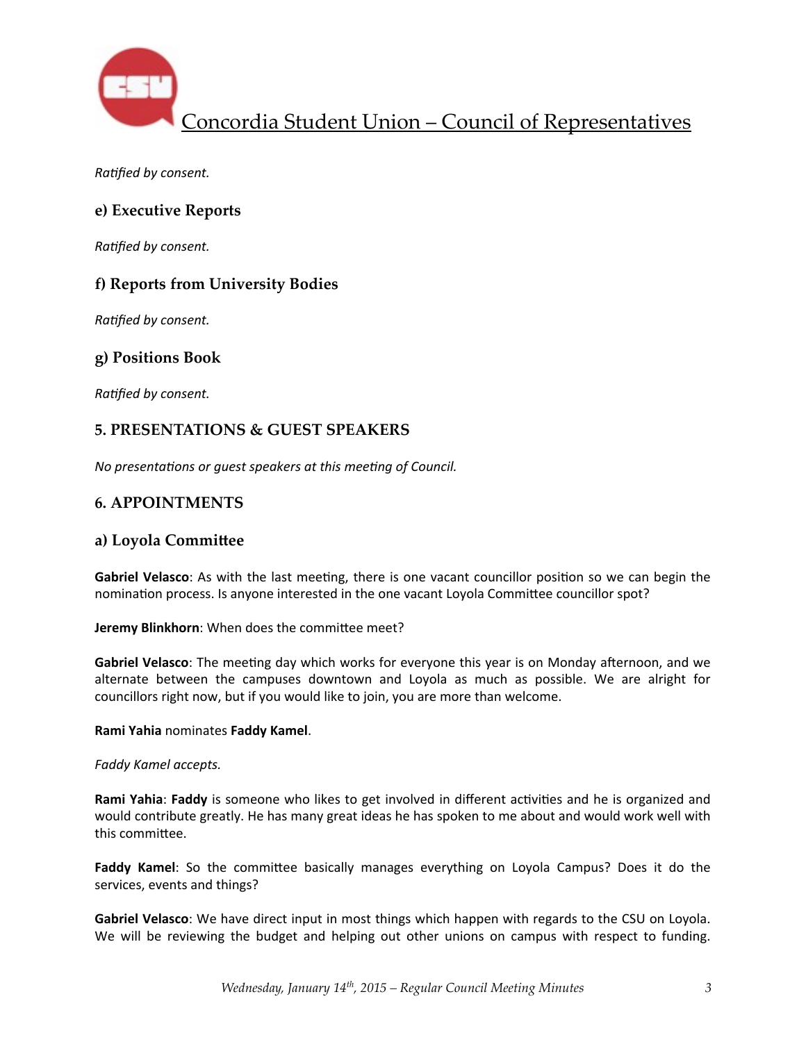*Ratified by consent.*

## e) Executive Reports

*Ratified by consent.*

## f) Reports from University Bodies

*Ratified by consent.*

## g) Positions Book

*Ratified by consent.*

# 5. PRESENTATIONS & GUEST SPEAKERS

*No presentations or guest speakers at this meeting of Council.*

# 6. APPOINTMENTS

## a) Loyola Committee

**Gabriel Velasco**: As with the last meeting, there is one vacant councillor position so we can begin the nomination process. Is anyone interested in the one vacant Loyola Committee councillor spot?

**Jeremy Blinkhorn**: When does the committee meet?

**Gabriel Velasco**: The meeting day which works for everyone this year is on Monday afternoon, and we alternate between the campuses downtown and Loyola as much as possible. We are alright for councillors right now, but if you would like to join, you are more than welcome.

**Rami Yahia** nominates **Faddy Kamel**.

*Faddy Kamel accepts.*

**Rami Yahia**: **Faddy** is someone who likes to get involved in different activities and he is organized and would contribute greatly. He has many great ideas he has spoken to me about and would work well with this committee.

**Faddy Kamel**: So the committee basically manages everything on Loyola Campus? Does it do the services, events and things?

**Gabriel Velasco**: We have direct input in most things which happen with regards to the CSU on Loyola. We will be reviewing the budget and helping out other unions on campus with respect to funding.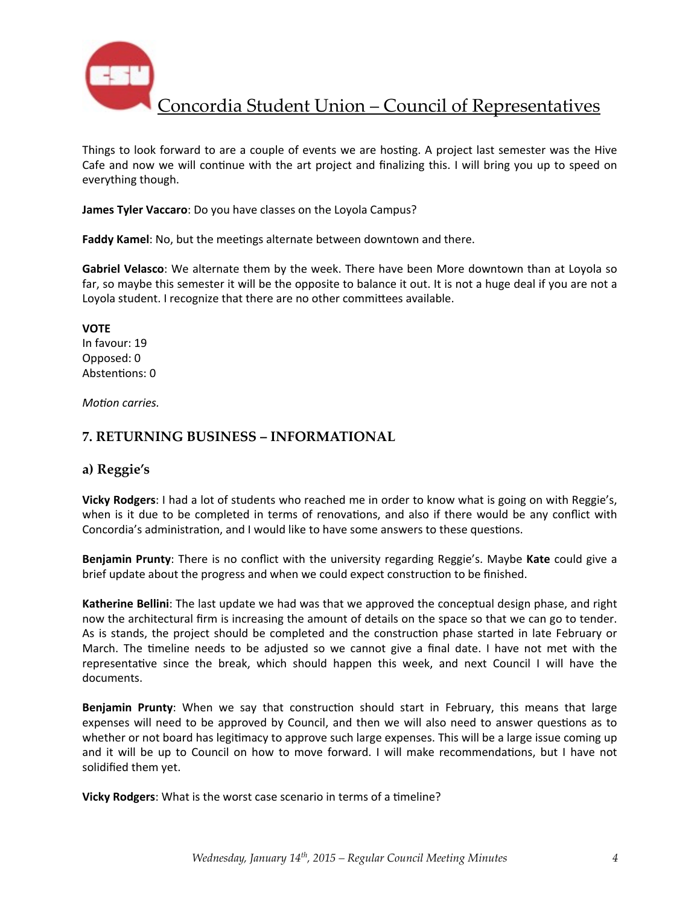Things to look forward to are a couple of events we are hosting. A project last semester was the Hive Cafe and now we will continue with the art project and finalizing this. I will bring you up to speed on everything though.

**James Tyler Vaccaro**: Do you have classes on the Loyola Campus?

**Faddy Kamel**: No, but the meetings alternate between downtown and there.

**Gabriel Velasco**: We alternate them by the week. There have been More downtown than at Loyola so far, so maybe this semester it will be the opposite to balance it out. It is not a huge deal if you are not a Loyola student. I recognize that there are no other committees available.

**VOTE**
In favour: 19
Opposed: 0
Abstentions: 0

*Motion carries.*

## 7. RETURNING BUSINESS – INFORMATIONAL

### a) Reggie's

**Vicky Rodgers**: I had a lot of students who reached me in order to know what is going on with Reggie's, when is it due to be completed in terms of renovations, and also if there would be any conflict with Concordia's administration, and I would like to have some answers to these questions.

**Benjamin Prunty**: There is no conflict with the university regarding Reggie's. Maybe **Kate** could give a brief update about the progress and when we could expect construction to be finished.

**Katherine Bellini**: The last update we had was that we approved the conceptual design phase, and right now the architectural firm is increasing the amount of details on the space so that we can go to tender. As is stands, the project should be completed and the construction phase started in late February or March. The timeline needs to be adjusted so we cannot give a final date. I have not met with the representative since the break, which should happen this week, and next Council I will have the documents.

**Benjamin Prunty**: When we say that construction should start in February, this means that large expenses will need to be approved by Council, and then we will also need to answer questions as to whether or not board has legitimacy to approve such large expenses. This will be a large issue coming up and it will be up to Council on how to move forward. I will make recommendations, but I have not solidified them yet.

**Vicky Rodgers**: What is the worst case scenario in terms of a timeline?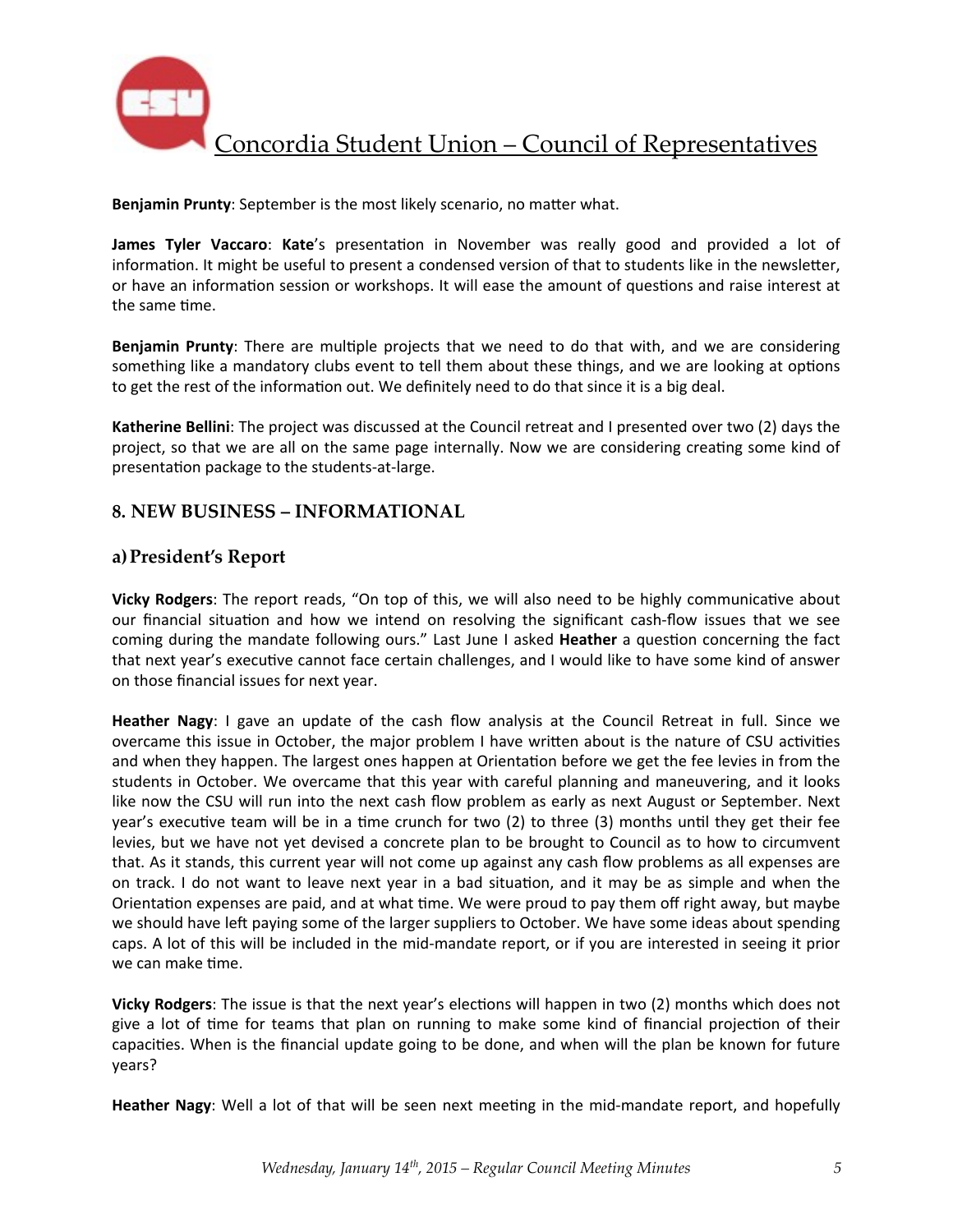**Benjamin Prunty**: September is the most likely scenario, no matter what.

**James Tyler Vaccaro**: **Kate**'s presentation in November was really good and provided a lot of information. It might be useful to present a condensed version of that to students like in the newsletter, or have an information session or workshops. It will ease the amount of questions and raise interest at the same time.

**Benjamin Prunty**: There are multiple projects that we need to do that with, and we are considering something like a mandatory clubs event to tell them about these things, and we are looking at options to get the rest of the information out. We definitely need to do that since it is a big deal.

**Katherine Bellini**: The project was discussed at the Council retreat and I presented over two (2) days the project, so that we are all on the same page internally. Now we are considering creating some kind of presentation package to the students-at-large.

## 8. NEW BUSINESS – INFORMATIONAL

### a) President's Report

**Vicky Rodgers**: The report reads, "On top of this, we will also need to be highly communicative about our financial situation and how we intend on resolving the significant cash-flow issues that we see coming during the mandate following ours." Last June I asked **Heather** a question concerning the fact that next year's executive cannot face certain challenges, and I would like to have some kind of answer on those financial issues for next year.

**Heather Nagy**: I gave an update of the cash flow analysis at the Council Retreat in full. Since we overcame this issue in October, the major problem I have written about is the nature of CSU activities and when they happen. The largest ones happen at Orientation before we get the fee levies in from the students in October. We overcame that this year with careful planning and maneuvering, and it looks like now the CSU will run into the next cash flow problem as early as next August or September. Next year's executive team will be in a time crunch for two (2) to three (3) months until they get their fee levies, but we have not yet devised a concrete plan to be brought to Council as to how to circumvent that. As it stands, this current year will not come up against any cash flow problems as all expenses are on track. I do not want to leave next year in a bad situation, and it may be as simple and when the Orientation expenses are paid, and at what time. We were proud to pay them off right away, but maybe we should have left paying some of the larger suppliers to October. We have some ideas about spending caps. A lot of this will be included in the mid-mandate report, or if you are interested in seeing it prior we can make time.

**Vicky Rodgers**: The issue is that the next year's elections will happen in two (2) months which does not give a lot of time for teams that plan on running to make some kind of financial projection of their capacities. When is the financial update going to be done, and when will the plan be known for future years?

**Heather Nagy**: Well a lot of that will be seen next meeting in the mid-mandate report, and hopefully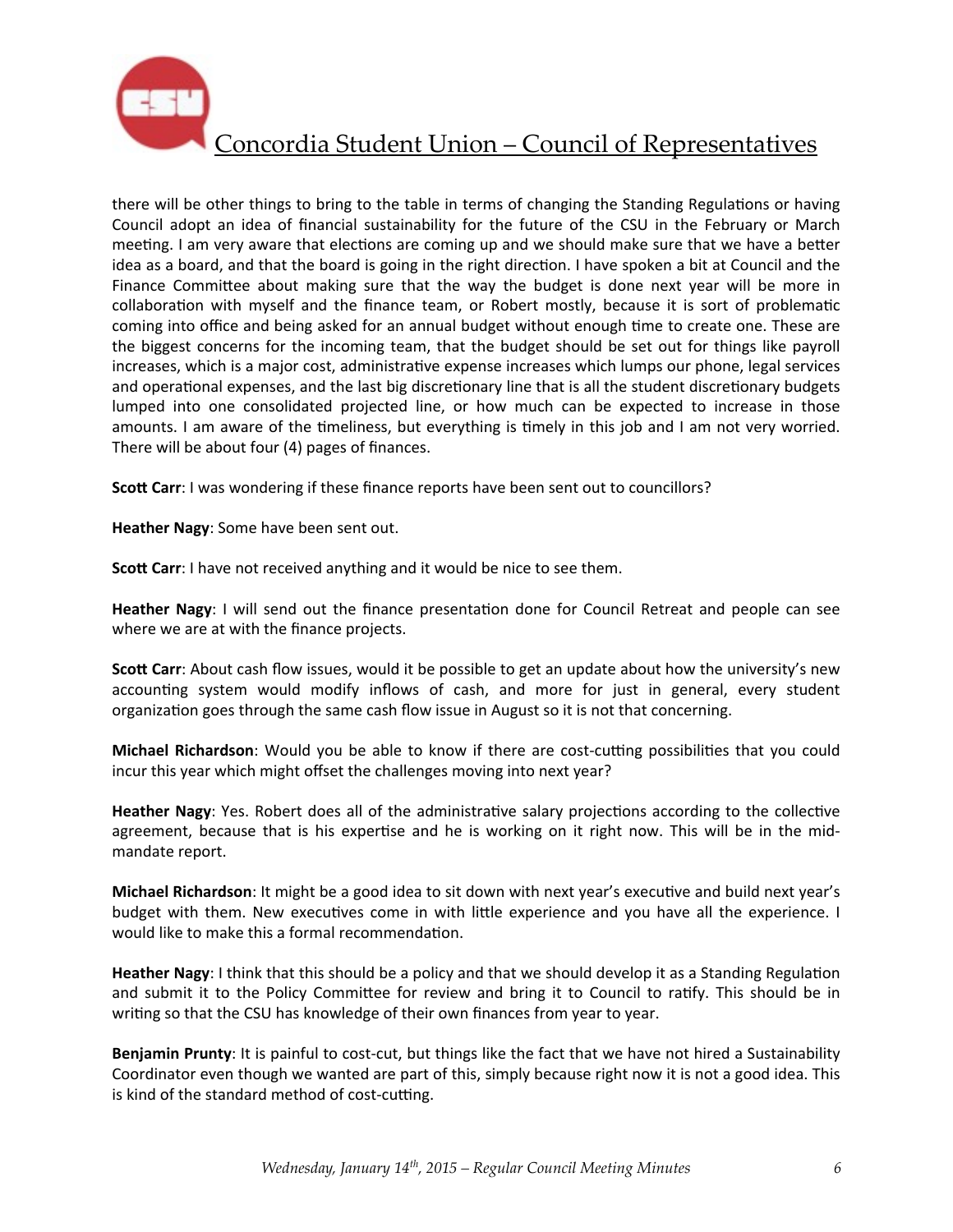there will be other things to bring to the table in terms of changing the Standing Regulations or having Council adopt an idea of financial sustainability for the future of the CSU in the February or March meeting. I am very aware that elections are coming up and we should make sure that we have a better idea as a board, and that the board is going in the right direction. I have spoken a bit at Council and the Finance Committee about making sure that the way the budget is done next year will be more in collaboration with myself and the finance team, or Robert mostly, because it is sort of problematic coming into office and being asked for an annual budget without enough time to create one. These are the biggest concerns for the incoming team, that the budget should be set out for things like payroll increases, which is a major cost, administrative expense increases which lumps our phone, legal services and operational expenses, and the last big discretionary line that is all the student discretionary budgets lumped into one consolidated projected line, or how much can be expected to increase in those amounts. I am aware of the timeliness, but everything is timely in this job and I am not very worried. There will be about four (4) pages of finances.

**Scott Carr**: I was wondering if these finance reports have been sent out to councillors?

**Heather Nagy**: Some have been sent out.

**Scott Carr**: I have not received anything and it would be nice to see them.

**Heather Nagy**: I will send out the finance presentation done for Council Retreat and people can see where we are at with the finance projects.

**Scott Carr**: About cash flow issues, would it be possible to get an update about how the university's new accounting system would modify inflows of cash, and more for just in general, every student organization goes through the same cash flow issue in August so it is not that concerning.

**Michael Richardson**: Would you be able to know if there are cost-cutting possibilities that you could incur this year which might offset the challenges moving into next year?

**Heather Nagy**: Yes. Robert does all of the administrative salary projections according to the collective agreement, because that is his expertise and he is working on it right now. This will be in the mid-mandate report.

**Michael Richardson**: It might be a good idea to sit down with next year's executive and build next year's budget with them. New executives come in with little experience and you have all the experience. I would like to make this a formal recommendation.

**Heather Nagy**: I think that this should be a policy and that we should develop it as a Standing Regulation and submit it to the Policy Committee for review and bring it to Council to ratify. This should be in writing so that the CSU has knowledge of their own finances from year to year.

**Benjamin Prunty**: It is painful to cost-cut, but things like the fact that we have not hired a Sustainability Coordinator even though we wanted are part of this, simply because right now it is not a good idea. This is kind of the standard method of cost-cutting.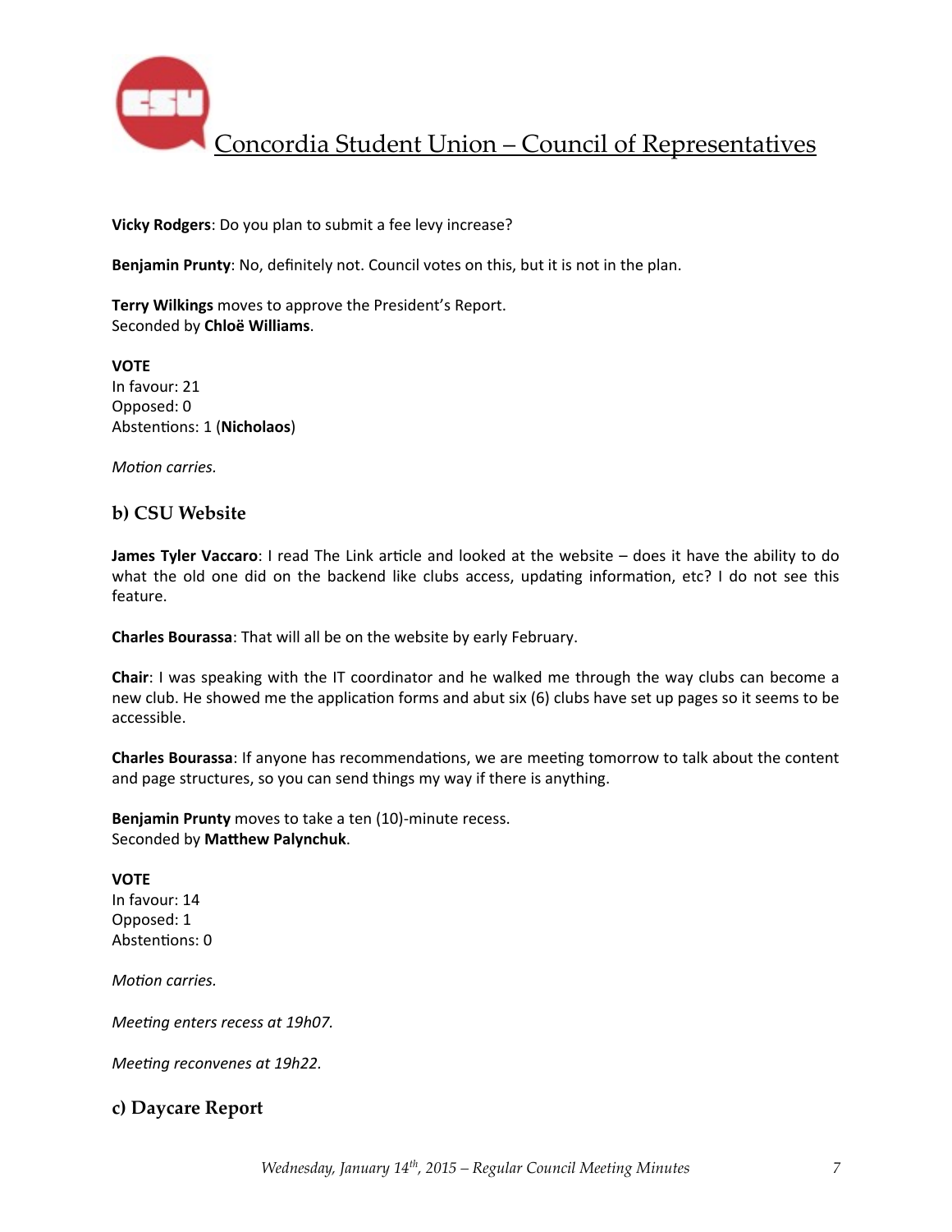**Vicky Rodgers**: Do you plan to submit a fee levy increase?

**Benjamin Prunty**: No, definitely not. Council votes on this, but it is not in the plan.

**Terry Wilkings** moves to approve the President's Report.
Seconded by **Chloë Williams**.

**VOTE**
In favour: 21
Opposed: 0
Abstentions: 1 (**Nicholaos**)

*Motion carries.*

### b) CSU Website

**James Tyler Vaccaro**: I read The Link article and looked at the website – does it have the ability to do what the old one did on the backend like clubs access, updating information, etc? I do not see this feature.

**Charles Bourassa**: That will all be on the website by early February.

**Chair**: I was speaking with the IT coordinator and he walked me through the way clubs can become a new club. He showed me the application forms and abut six (6) clubs have set up pages so it seems to be accessible.

**Charles Bourassa**: If anyone has recommendations, we are meeting tomorrow to talk about the content and page structures, so you can send things my way if there is anything.

**Benjamin Prunty** moves to take a ten (10)-minute recess.
Seconded by **Matthew Palynchuk**.

**VOTE**
In favour: 14
Opposed: 1
Abstentions: 0

*Motion carries.*

*Meeting enters recess at 19h07.*

*Meeting reconvenes at 19h22.*

### c) Daycare Report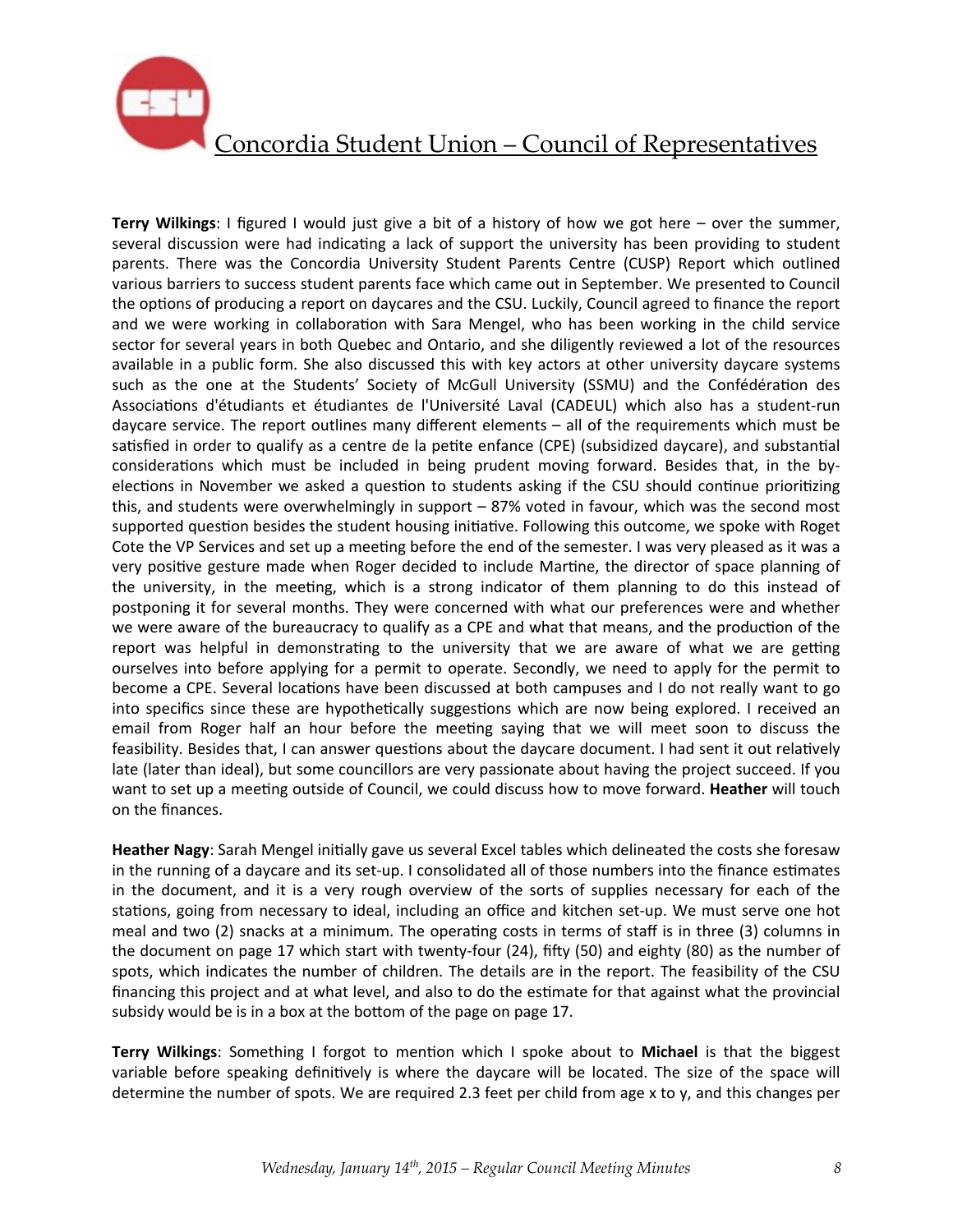**Terry Wilkings**: I figured I would just give a bit of a history of how we got here – over the summer, several discussion were had indicating a lack of support the university has been providing to student parents. There was the Concordia University Student Parents Centre (CUSP) Report which outlined various barriers to success student parents face which came out in September. We presented to Council the options of producing a report on daycares and the CSU. Luckily, Council agreed to finance the report and we were working in collaboration with Sara Mengel, who has been working in the child service sector for several years in both Quebec and Ontario, and she diligently reviewed a lot of the resources available in a public form. She also discussed this with key actors at other university daycare systems such as the one at the Students' Society of McGull University (SSMU) and the Confédération des Associations d'étudiants et étudiantes de l'Université Laval (CADEUL) which also has a student-run daycare service. The report outlines many different elements – all of the requirements which must be satisfied in order to qualify as a centre de la petite enfance (CPE) (subsidized daycare), and substantial considerations which must be included in being prudent moving forward. Besides that, in the by-elections in November we asked a question to students asking if the CSU should continue prioritizing this, and students were overwhelmingly in support – 87% voted in favour, which was the second most supported question besides the student housing initiative. Following this outcome, we spoke with Roget Cote the VP Services and set up a meeting before the end of the semester. I was very pleased as it was a very positive gesture made when Roger decided to include Martine, the director of space planning of the university, in the meeting, which is a strong indicator of them planning to do this instead of postponing it for several months. They were concerned with what our preferences were and whether we were aware of the bureaucracy to qualify as a CPE and what that means, and the production of the report was helpful in demonstrating to the university that we are aware of what we are getting ourselves into before applying for a permit to operate. Secondly, we need to apply for the permit to become a CPE. Several locations have been discussed at both campuses and I do not really want to go into specifics since these are hypothetically suggestions which are now being explored. I received an email from Roger half an hour before the meeting saying that we will meet soon to discuss the feasibility. Besides that, I can answer questions about the daycare document. I had sent it out relatively late (later than ideal), but some councillors are very passionate about having the project succeed. If you want to set up a meeting outside of Council, we could discuss how to move forward. **Heather** will touch on the finances.

**Heather Nagy**: Sarah Mengel initially gave us several Excel tables which delineated the costs she foresaw in the running of a daycare and its set-up. I consolidated all of those numbers into the finance estimates in the document, and it is a very rough overview of the sorts of supplies necessary for each of the stations, going from necessary to ideal, including an office and kitchen set-up. We must serve one hot meal and two (2) snacks at a minimum. The operating costs in terms of staff is in three (3) columns in the document on page 17 which start with twenty-four (24), fifty (50) and eighty (80) as the number of spots, which indicates the number of children. The details are in the report. The feasibility of the CSU financing this project and at what level, and also to do the estimate for that against what the provincial subsidy would be is in a box at the bottom of the page on page 17.

**Terry Wilkings**: Something I forgot to mention which I spoke about to **Michael** is that the biggest variable before speaking definitively is where the daycare will be located. The size of the space will determine the number of spots. We are required 2.3 feet per child from age x to y, and this changes per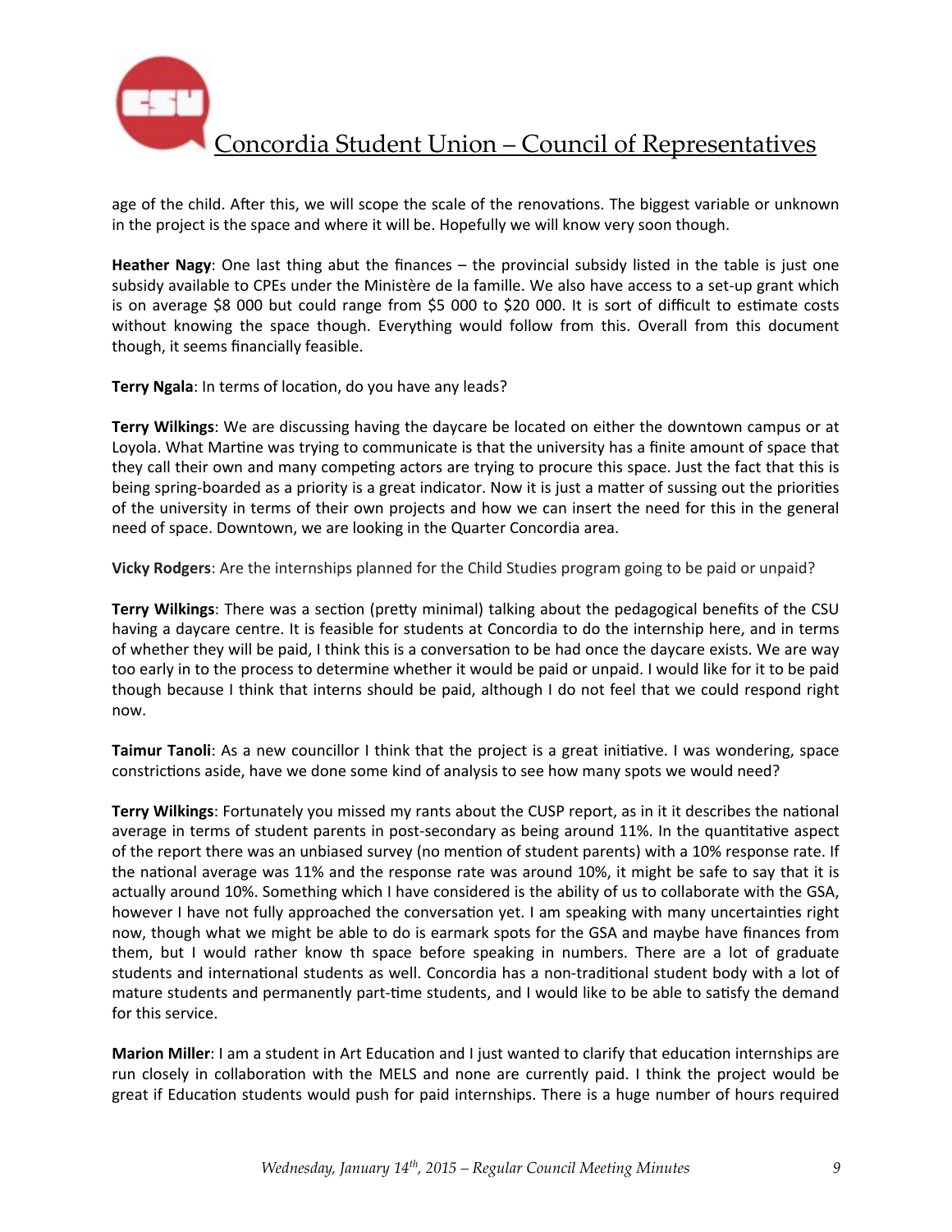age of the child. After this, we will scope the scale of the renovations. The biggest variable or unknown in the project is the space and where it will be. Hopefully we will know very soon though.

**Heather Nagy**: One last thing abut the finances – the provincial subsidy listed in the table is just one subsidy available to CPEs under the Ministère de la famille. We also have access to a set-up grant which is on average $8 000 but could range from $5 000 to $20 000. It is sort of difficult to estimate costs without knowing the space though. Everything would follow from this. Overall from this document though, it seems financially feasible.

**Terry Ngala**: In terms of location, do you have any leads?

**Terry Wilkings**: We are discussing having the daycare be located on either the downtown campus or at Loyola. What Martine was trying to communicate is that the university has a finite amount of space that they call their own and many competing actors are trying to procure this space. Just the fact that this is being spring-boarded as a priority is a great indicator. Now it is just a matter of sussing out the priorities of the university in terms of their own projects and how we can insert the need for this in the general need of space. Downtown, we are looking in the Quarter Concordia area.

**Vicky Rodgers**: Are the internships planned for the Child Studies program going to be paid or unpaid?

**Terry Wilkings**: There was a section (pretty minimal) talking about the pedagogical benefits of the CSU having a daycare centre. It is feasible for students at Concordia to do the internship here, and in terms of whether they will be paid, I think this is a conversation to be had once the daycare exists. We are way too early in to the process to determine whether it would be paid or unpaid. I would like for it to be paid though because I think that interns should be paid, although I do not feel that we could respond right now.

**Taimur Tanoli**: As a new councillor I think that the project is a great initiative. I was wondering, space constrictions aside, have we done some kind of analysis to see how many spots we would need?

**Terry Wilkings**: Fortunately you missed my rants about the CUSP report, as in it it describes the national average in terms of student parents in post-secondary as being around 11%. In the quantitative aspect of the report there was an unbiased survey (no mention of student parents) with a 10% response rate. If the national average was 11% and the response rate was around 10%, it might be safe to say that it is actually around 10%. Something which I have considered is the ability of us to collaborate with the GSA, however I have not fully approached the conversation yet. I am speaking with many uncertainties right now, though what we might be able to do is earmark spots for the GSA and maybe have finances from them, but I would rather know th space before speaking in numbers. There are a lot of graduate students and international students as well. Concordia has a non-traditional student body with a lot of mature students and permanently part-time students, and I would like to be able to satisfy the demand for this service.

**Marion Miller**: I am a student in Art Education and I just wanted to clarify that education internships are run closely in collaboration with the MELS and none are currently paid. I think the project would be great if Education students would push for paid internships. There is a huge number of hours required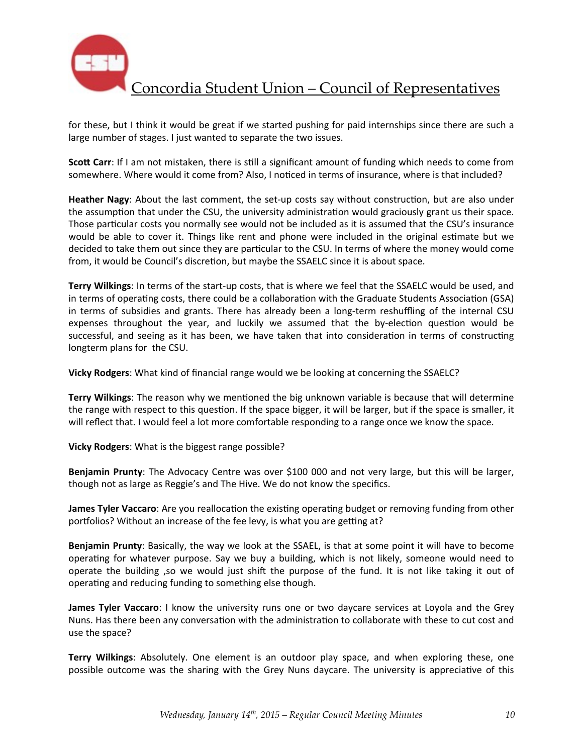for these, but I think it would be great if we started pushing for paid internships since there are such a large number of stages. I just wanted to separate the two issues.

**Scott Carr**: If I am not mistaken, there is still a significant amount of funding which needs to come from somewhere. Where would it come from? Also, I noticed in terms of insurance, where is that included?

**Heather Nagy**: About the last comment, the set-up costs say without construction, but are also under the assumption that under the CSU, the university administration would graciously grant us their space. Those particular costs you normally see would not be included as it is assumed that the CSU's insurance would be able to cover it. Things like rent and phone were included in the original estimate but we decided to take them out since they are particular to the CSU. In terms of where the money would come from, it would be Council's discretion, but maybe the SSAELC since it is about space.

**Terry Wilkings**: In terms of the start-up costs, that is where we feel that the SSAELC would be used, and in terms of operating costs, there could be a collaboration with the Graduate Students Association (GSA) in terms of subsidies and grants. There has already been a long-term reshuffling of the internal CSU expenses throughout the year, and luckily we assumed that the by-election question would be successful, and seeing as it has been, we have taken that into consideration in terms of constructing longterm plans for the CSU.

**Vicky Rodgers**: What kind of financial range would we be looking at concerning the SSAELC?

**Terry Wilkings**: The reason why we mentioned the big unknown variable is because that will determine the range with respect to this question. If the space bigger, it will be larger, but if the space is smaller, it will reflect that. I would feel a lot more comfortable responding to a range once we know the space.

**Vicky Rodgers**: What is the biggest range possible?

**Benjamin Prunty**: The Advocacy Centre was over $100 000 and not very large, but this will be larger, though not as large as Reggie's and The Hive. We do not know the specifics.

**James Tyler Vaccaro**: Are you reallocation the existing operating budget or removing funding from other portfolios? Without an increase of the fee levy, is what you are getting at?

**Benjamin Prunty**: Basically, the way we look at the SSAEL, is that at some point it will have to become operating for whatever purpose. Say we buy a building, which is not likely, someone would need to operate the building ,so we would just shift the purpose of the fund. It is not like taking it out of operating and reducing funding to something else though.

**James Tyler Vaccaro**: I know the university runs one or two daycare services at Loyola and the Grey Nuns. Has there been any conversation with the administration to collaborate with these to cut cost and use the space?

**Terry Wilkings**: Absolutely. One element is an outdoor play space, and when exploring these, one possible outcome was the sharing with the Grey Nuns daycare. The university is appreciative of this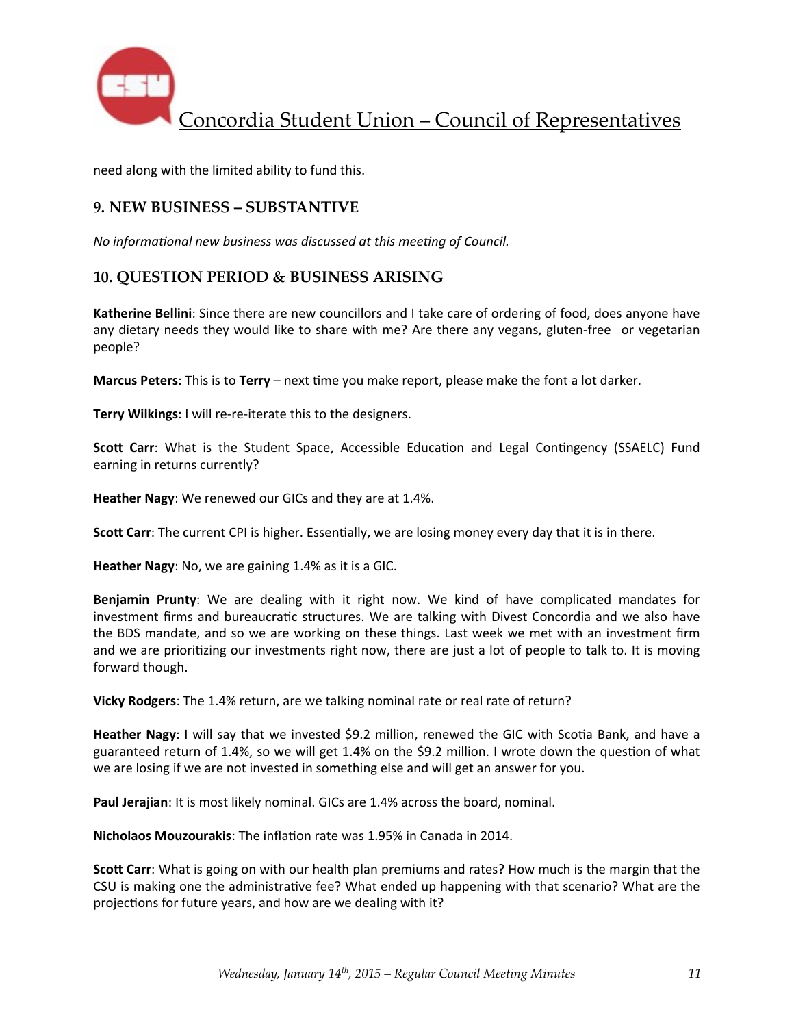need along with the limited ability to fund this.

## 9. NEW BUSINESS – SUBSTANTIVE

*No informational new business was discussed at this meeting of Council.*

## 10. QUESTION PERIOD & BUSINESS ARISING

**Katherine Bellini**: Since there are new councillors and I take care of ordering of food, does anyone have any dietary needs they would like to share with me? Are there any vegans, gluten-free or vegetarian people?

**Marcus Peters**: This is to **Terry** – next time you make report, please make the font a lot darker.

**Terry Wilkings**: I will re-re-iterate this to the designers.

**Scott Carr**: What is the Student Space, Accessible Education and Legal Contingency (SSAELC) Fund earning in returns currently?

**Heather Nagy**: We renewed our GICs and they are at 1.4%.

**Scott Carr**: The current CPI is higher. Essentially, we are losing money every day that it is in there.

**Heather Nagy**: No, we are gaining 1.4% as it is a GIC.

**Benjamin Prunty**: We are dealing with it right now. We kind of have complicated mandates for investment firms and bureaucratic structures. We are talking with Divest Concordia and we also have the BDS mandate, and so we are working on these things. Last week we met with an investment firm and we are prioritizing our investments right now, there are just a lot of people to talk to. It is moving forward though.

**Vicky Rodgers**: The 1.4% return, are we talking nominal rate or real rate of return?

**Heather Nagy**: I will say that we invested $9.2 million, renewed the GIC with Scotia Bank, and have a guaranteed return of 1.4%, so we will get 1.4% on the $9.2 million. I wrote down the question of what we are losing if we are not invested in something else and will get an answer for you.

**Paul Jerajian**: It is most likely nominal. GICs are 1.4% across the board, nominal.

**Nicholaos Mouzourakis**: The inflation rate was 1.95% in Canada in 2014.

**Scott Carr**: What is going on with our health plan premiums and rates? How much is the margin that the CSU is making one the administrative fee? What ended up happening with that scenario? What are the projections for future years, and how are we dealing with it?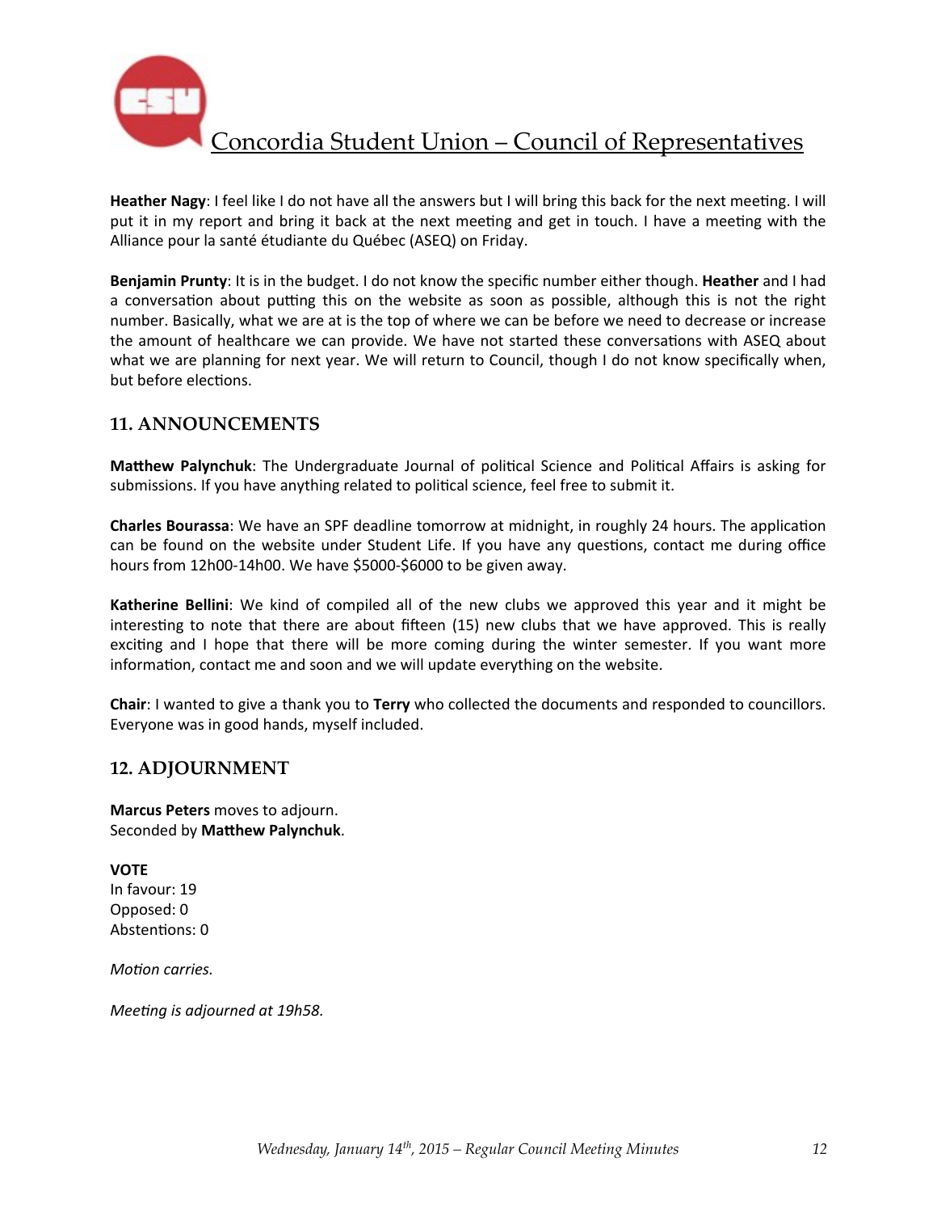**Heather Nagy**: I feel like I do not have all the answers but I will bring this back for the next meeting. I will put it in my report and bring it back at the next meeting and get in touch. I have a meeting with the Alliance pour la santé étudiante du Québec (ASEQ) on Friday.

**Benjamin Prunty**: It is in the budget. I do not know the specific number either though. **Heather** and I had a conversation about putting this on the website as soon as possible, although this is not the right number. Basically, what we are at is the top of where we can be before we need to decrease or increase the amount of healthcare we can provide. We have not started these conversations with ASEQ about what we are planning for next year. We will return to Council, though I do not know specifically when, but before elections.

## 11. ANNOUNCEMENTS

**Matthew Palynchuk**: The Undergraduate Journal of political Science and Political Affairs is asking for submissions. If you have anything related to political science, feel free to submit it.

**Charles Bourassa**: We have an SPF deadline tomorrow at midnight, in roughly 24 hours. The application can be found on the website under Student Life. If you have any questions, contact me during office hours from 12h00-14h00. We have $5000-$6000 to be given away.

**Katherine Bellini**: We kind of compiled all of the new clubs we approved this year and it might be interesting to note that there are about fifteen (15) new clubs that we have approved. This is really exciting and I hope that there will be more coming during the winter semester. If you want more information, contact me and soon and we will update everything on the website.

**Chair**: I wanted to give a thank you to **Terry** who collected the documents and responded to councillors. Everyone was in good hands, myself included.

## 12. ADJOURNMENT

**Marcus Peters** moves to adjourn.
Seconded by **Matthew Palynchuk**.

**VOTE**
In favour: 19
Opposed: 0
Abstentions: 0

*Motion carries.*

*Meeting is adjourned at 19h58.*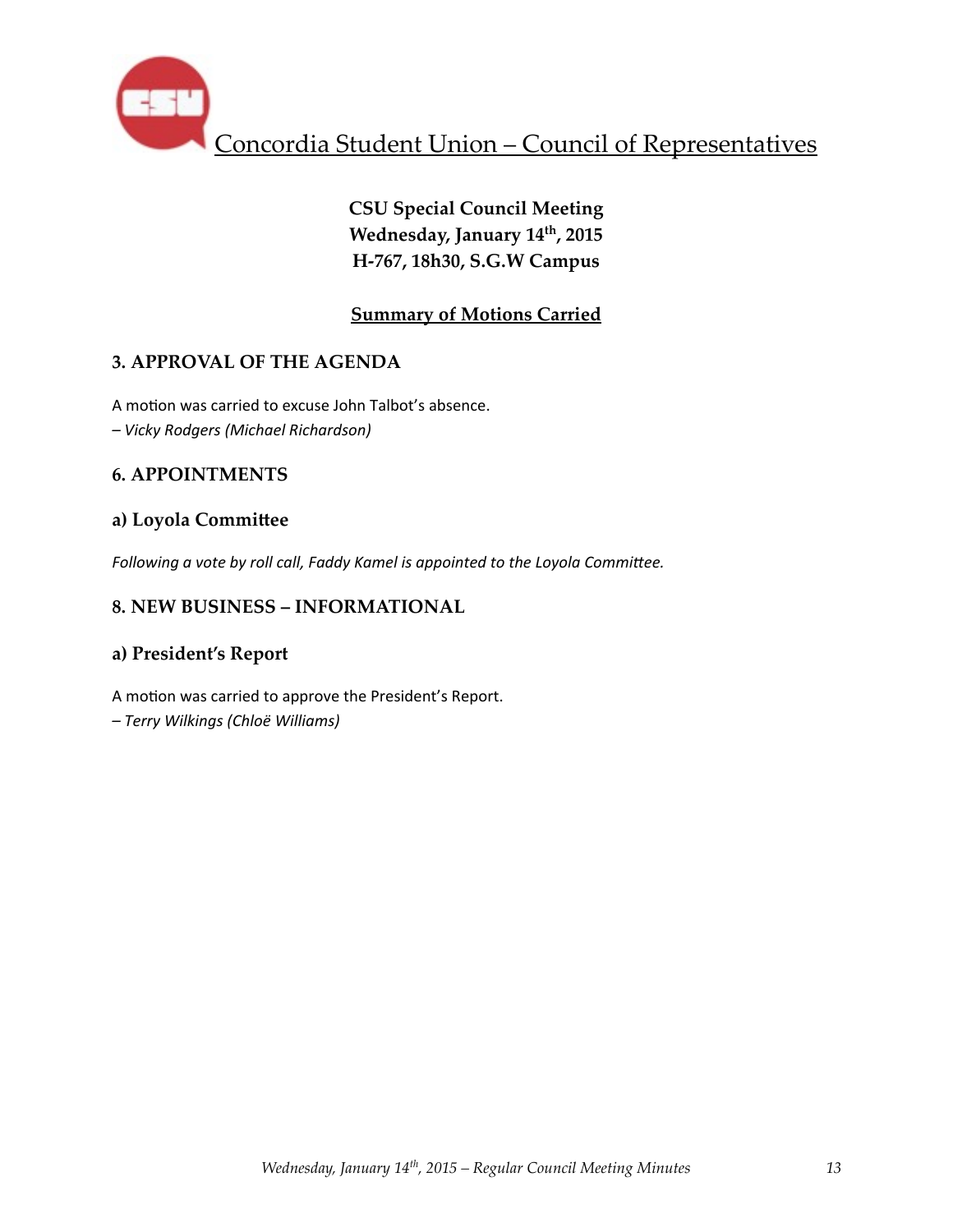# Concordia Student Union – Council of Representatives

**CSU Special Council Meeting**
**Wednesday, January 14th, 2015**
**H-767, 18h30, S.G.W Campus**

## Summary of Motions Carried

### 3. APPROVAL OF THE AGENDA

A motion was carried to excuse John Talbot's absence.
*– Vicky Rodgers (Michael Richardson)*

### 6. APPOINTMENTS

#### a) Loyola Committee

*Following a vote by roll call, Faddy Kamel is appointed to the Loyola Committee.*

### 8. NEW BUSINESS – INFORMATIONAL

#### a) President's Report

A motion was carried to approve the President's Report.
*– Terry Wilkings (Chloë Williams)*